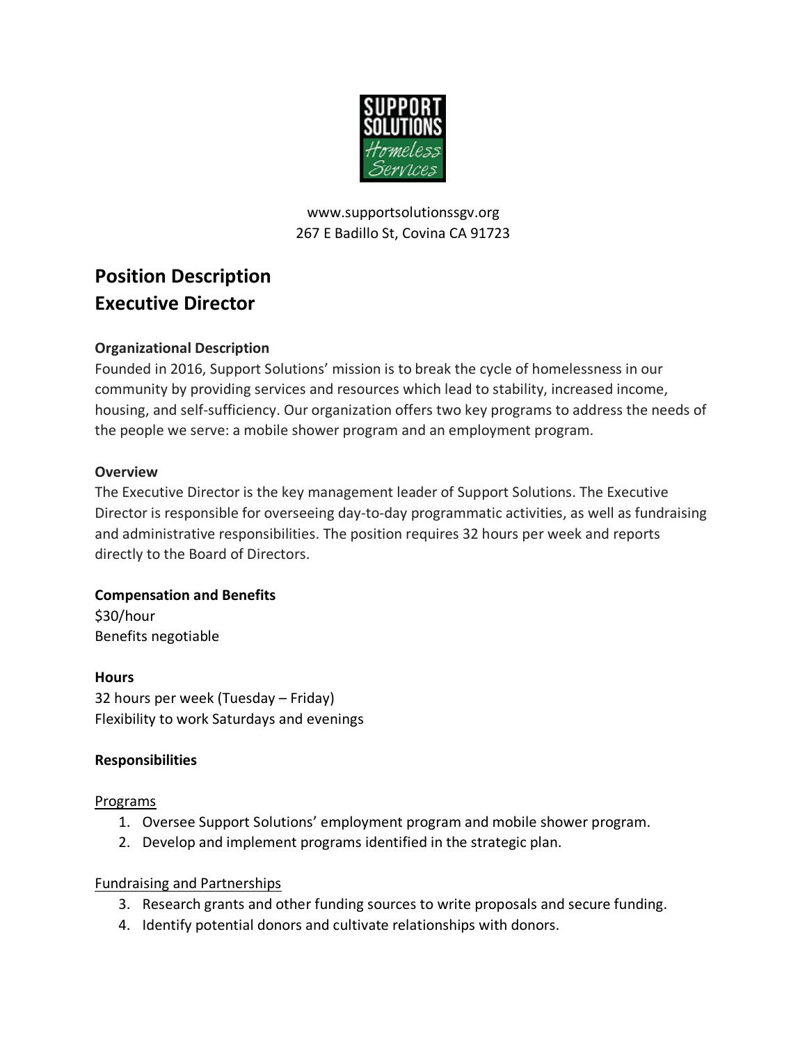www.supportsolutionssgv.org
267 E Badillo St, Covina CA 91723

# Position Description
# Executive Director

**Organizational Description**

Founded in 2016, Support Solutions' mission is to break the cycle of homelessness in our community by providing services and resources which lead to stability, increased income, housing, and self-sufficiency. Our organization offers two key programs to address the needs of the people we serve: a mobile shower program and an employment program.

**Overview**

The Executive Director is the key management leader of Support Solutions. The Executive Director is responsible for overseeing day-to-day programmatic activities, as well as fundraising and administrative responsibilities. The position requires 32 hours per week and reports directly to the Board of Directors.

**Compensation and Benefits**

$30/hour
Benefits negotiable

**Hours**

32 hours per week (Tuesday – Friday)
Flexibility to work Saturdays and evenings

**Responsibilities**

<u>Programs</u>

1. Oversee Support Solutions' employment program and mobile shower program.
2. Develop and implement programs identified in the strategic plan.

<u>Fundraising and Partnerships</u>

3. Research grants and other funding sources to write proposals and secure funding.
4. Identify potential donors and cultivate relationships with donors.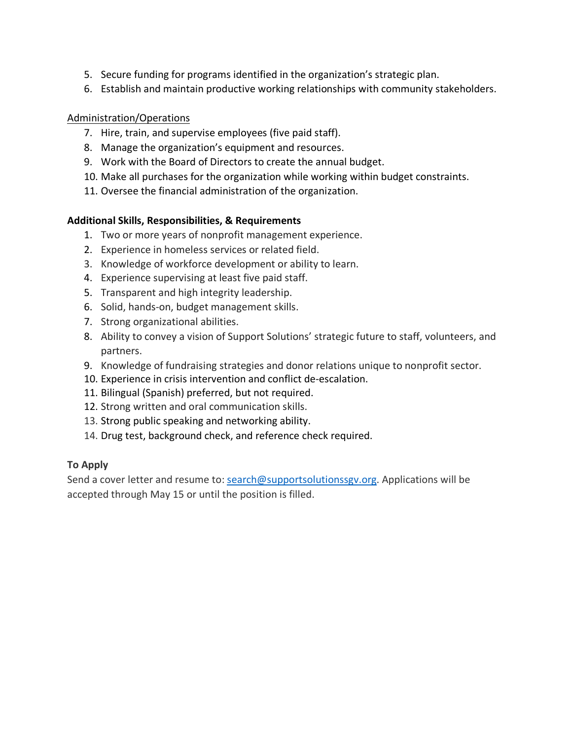5. Secure funding for programs identified in the organization's strategic plan.
6. Establish and maintain productive working relationships with community stakeholders.

<u>Administration/Operations</u>

7. Hire, train, and supervise employees (five paid staff).
8. Manage the organization's equipment and resources.
9. Work with the Board of Directors to create the annual budget.
10. Make all purchases for the organization while working within budget constraints.
11. Oversee the financial administration of the organization.

**Additional Skills, Responsibilities, & Requirements**

1. Two or more years of nonprofit management experience.
2. Experience in homeless services or related field.
3. Knowledge of workforce development or ability to learn.
4. Experience supervising at least five paid staff.
5. Transparent and high integrity leadership.
6. Solid, hands-on, budget management skills.
7. Strong organizational abilities.
8. Ability to convey a vision of Support Solutions' strategic future to staff, volunteers, and partners.
9. Knowledge of fundraising strategies and donor relations unique to nonprofit sector.
10. Experience in crisis intervention and conflict de-escalation.
11. Bilingual (Spanish) preferred, but not required.
12. Strong written and oral communication skills.
13. Strong public speaking and networking ability.
14. Drug test, background check, and reference check required.

**To Apply**

Send a cover letter and resume to: search@supportsolutionssgv.org. Applications will be accepted through May 15 or until the position is filled.